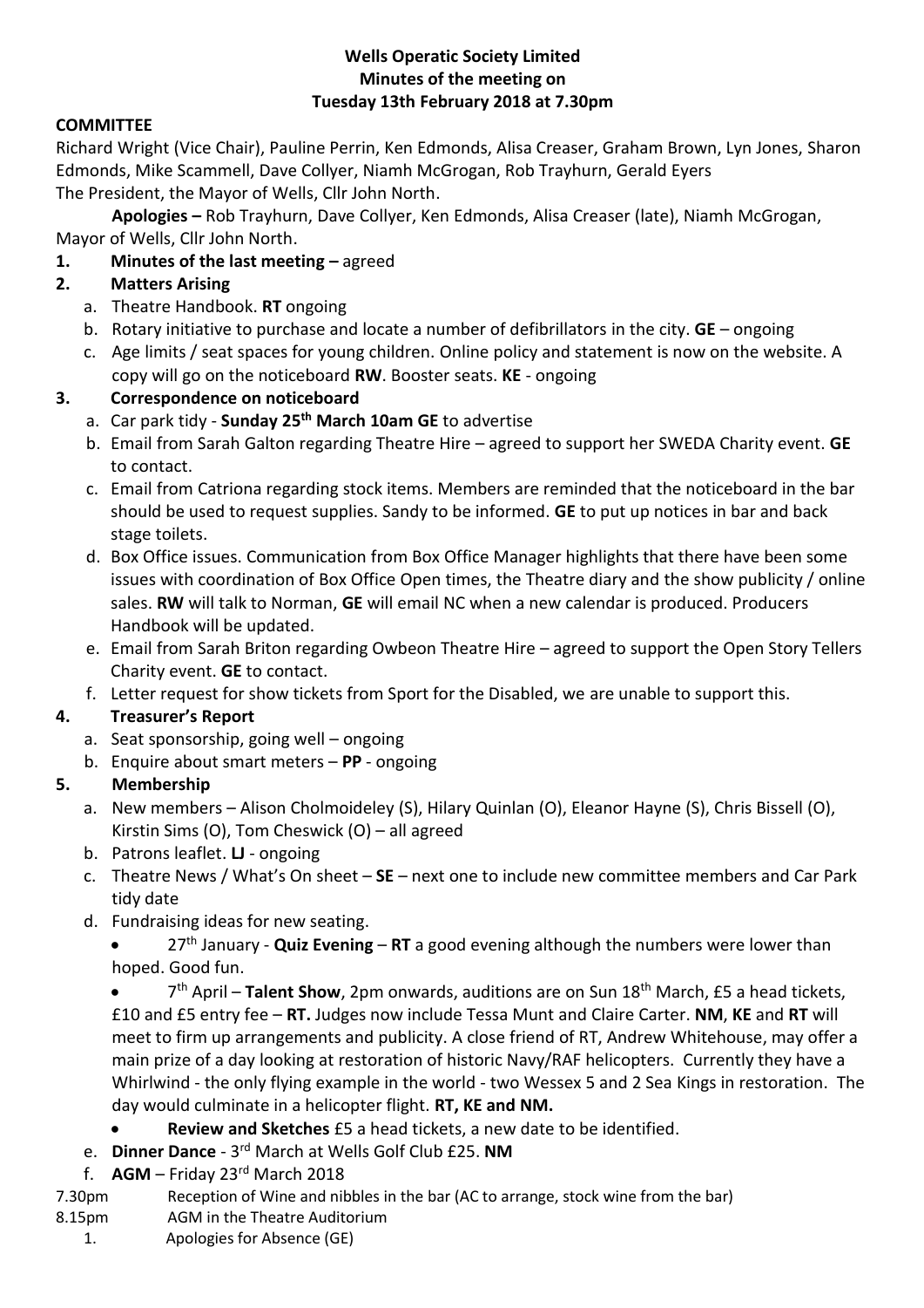**Wells Operatic Society Limited**
**Minutes of the meeting on**
**Tuesday 13th February 2018 at 7.30pm**

**COMMITTEE**

Richard Wright (Vice Chair), Pauline Perrin, Ken Edmonds, Alisa Creaser, Graham Brown, Lyn Jones, Sharon Edmonds, Mike Scammell, Dave Collyer, Niamh McGrogan, Rob Trayhurn, Gerald Eyers
The President, the Mayor of Wells, Cllr John North.

**Apologies –** Rob Trayhurn, Dave Collyer, Ken Edmonds, Alisa Creaser (late), Niamh McGrogan, Mayor of Wells, Cllr John North.

1. **Minutes of the last meeting –** agreed
2. **Matters Arising**
   a. Theatre Handbook. **RT** ongoing
   b. Rotary initiative to purchase and locate a number of defibrillators in the city. **GE** – ongoing
   c. Age limits / seat spaces for young children. Online policy and statement is now on the website. A copy will go on the noticeboard **RW**. Booster seats. **KE** - ongoing
3. **Correspondence on noticeboard**
   a. Car park tidy - **Sunday 25th March 10am GE** to advertise
   b. Email from Sarah Galton regarding Theatre Hire – agreed to support her SWEDA Charity event. **GE** to contact.
   c. Email from Catriona regarding stock items. Members are reminded that the noticeboard in the bar should be used to request supplies. Sandy to be informed. **GE** to put up notices in bar and back stage toilets.
   d. Box Office issues. Communication from Box Office Manager highlights that there have been some issues with coordination of Box Office Open times, the Theatre diary and the show publicity / online sales. **RW** will talk to Norman, **GE** will email NC when a new calendar is produced. Producers Handbook will be updated.
   e. Email from Sarah Briton regarding Owbeon Theatre Hire – agreed to support the Open Story Tellers Charity event. **GE** to contact.
   f. Letter request for show tickets from Sport for the Disabled, we are unable to support this.
4. **Treasurer's Report**
   a. Seat sponsorship, going well – ongoing
   b. Enquire about smart meters – **PP** - ongoing
5. **Membership**
   a. New members – Alison Cholmoideley (S), Hilary Quinlan (O), Eleanor Hayne (S), Chris Bissell (O), Kirstin Sims (O), Tom Cheswick (O) – all agreed
   b. Patrons leaflet. **LJ** - ongoing
   c. Theatre News / What's On sheet – **SE** – next one to include new committee members and Car Park tidy date
   d. Fundraising ideas for new seating.
      - 27th January - **Quiz Evening** – **RT** a good evening although the numbers were lower than hoped. Good fun.
      - 7th April – **Talent Show**, 2pm onwards, auditions are on Sun 18th March, £5 a head tickets, £10 and £5 entry fee – **RT.** Judges now include Tessa Munt and Claire Carter. **NM**, **KE** and **RT** will meet to firm up arrangements and publicity. A close friend of RT, Andrew Whitehouse, may offer a main prize of a day looking at restoration of historic Navy/RAF helicopters. Currently they have a Whirlwind - the only flying example in the world - two Wessex 5 and 2 Sea Kings in restoration. The day would culminate in a helicopter flight. **RT, KE and NM.**
      - **Review and Sketches** £5 a head tickets, a new date to be identified.
   e. **Dinner Dance** - 3rd March at Wells Golf Club £25. **NM**
   f. **AGM** – Friday 23rd March 2018

7.30pm Reception of Wine and nibbles in the bar (AC to arrange, stock wine from the bar)
8.15pm AGM in the Theatre Auditorium

1. Apologies for Absence (GE)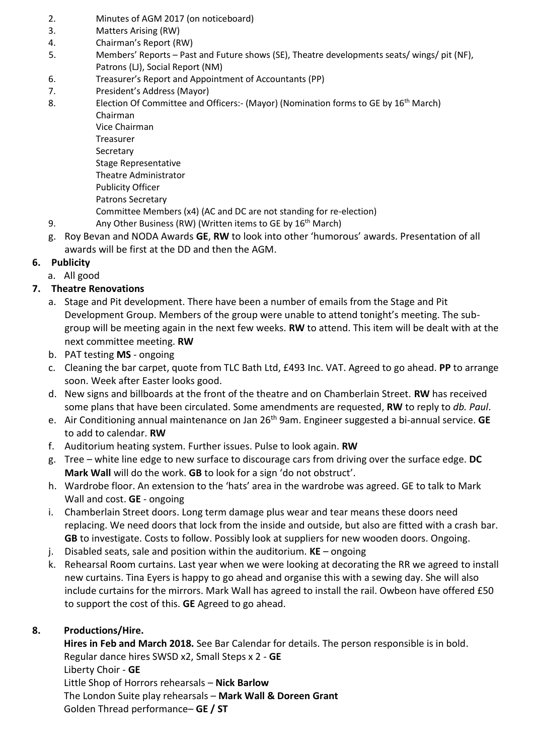2. Minutes of AGM 2017 (on noticeboard)
3. Matters Arising (RW)
4. Chairman's Report (RW)
5. Members' Reports – Past and Future shows (SE), Theatre developments seats/ wings/ pit (NF), Patrons (LJ), Social Report (NM)
6. Treasurer's Report and Appointment of Accountants (PP)
7. President's Address (Mayor)
8. Election Of Committee and Officers:- (Mayor) (Nomination forms to GE by 16th March)
   Chairman
   Vice Chairman
   Treasurer
   Secretary
   Stage Representative
   Theatre Administrator
   Publicity Officer
   Patrons Secretary
   Committee Members (x4) (AC and DC are not standing for re-election)
9. Any Other Business (RW) (Written items to GE by 16th March)

g. Roy Bevan and NODA Awards **GE**, **RW** to look into other 'humorous' awards. Presentation of all awards will be first at the DD and then the AGM.

## 6. Publicity

a. All good

## 7. Theatre Renovations

a. Stage and Pit development. There have been a number of emails from the Stage and Pit Development Group. Members of the group were unable to attend tonight's meeting. The sub-group will be meeting again in the next few weeks. **RW** to attend. This item will be dealt with at the next committee meeting. **RW**
b. PAT testing **MS** - ongoing
c. Cleaning the bar carpet, quote from TLC Bath Ltd, £493 Inc. VAT. Agreed to go ahead. **PP** to arrange soon. Week after Easter looks good.
d. New signs and billboards at the front of the theatre and on Chamberlain Street. **RW** has received some plans that have been circulated. Some amendments are requested, **RW** to reply to *db. Paul*.
e. Air Conditioning annual maintenance on Jan 26th 9am. Engineer suggested a bi-annual service. **GE** to add to calendar. **RW**
f. Auditorium heating system. Further issues. Pulse to look again. **RW**
g. Tree – white line edge to new surface to discourage cars from driving over the surface edge. **DC** **Mark Wall** will do the work. **GB** to look for a sign 'do not obstruct'.
h. Wardrobe floor. An extension to the 'hats' area in the wardrobe was agreed. GE to talk to Mark Wall and cost. **GE** - ongoing
i. Chamberlain Street doors. Long term damage plus wear and tear means these doors need replacing. We need doors that lock from the inside and outside, but also are fitted with a crash bar. **GB** to investigate. Costs to follow. Possibly look at suppliers for new wooden doors. Ongoing.
j. Disabled seats, sale and position within the auditorium. **KE** – ongoing
k. Rehearsal Room curtains. Last year when we were looking at decorating the RR we agreed to install new curtains. Tina Eyers is happy to go ahead and organise this with a sewing day. She will also include curtains for the mirrors. Mark Wall has agreed to install the rail. Owbeon have offered £50 to support the cost of this. **GE** Agreed to go ahead.

## 8. Productions/Hire.

**Hires in Feb and March 2018.** See Bar Calendar for details. The person responsible is in bold.
Regular dance hires SWSD x2, Small Steps x 2 - **GE**
Liberty Choir - **GE**
Little Shop of Horrors rehearsals – **Nick Barlow**
The London Suite play rehearsals – **Mark Wall & Doreen Grant**
Golden Thread performance– **GE / ST**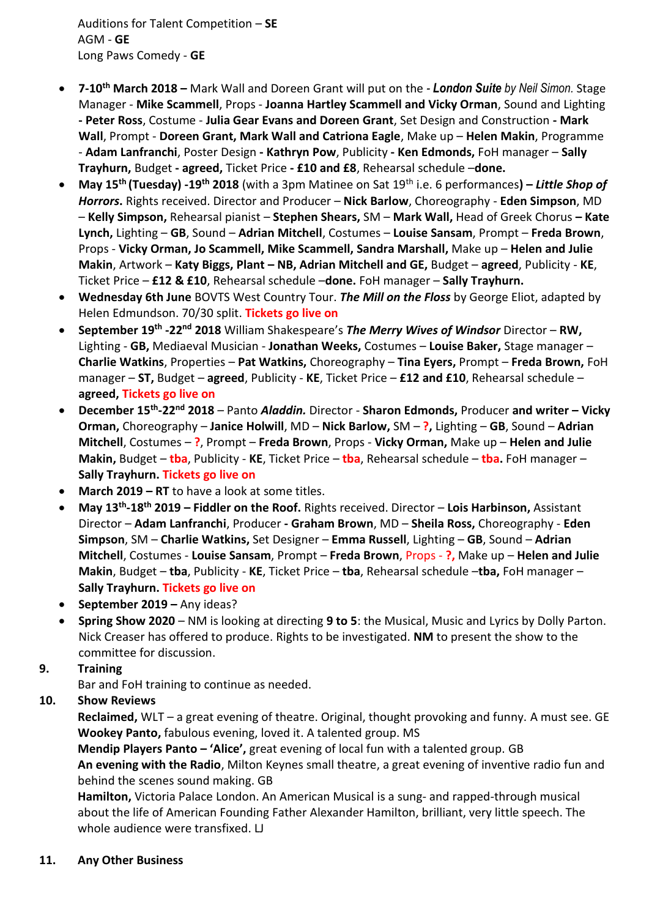Auditions for Talent Competition – **SE**
AGM - **GE**
Long Paws Comedy - **GE**

- **7-10th March 2018 –** Mark Wall and Doreen Grant will put on the **- *London Suite*** *by Neil Simon.* Stage Manager - **Mike Scammell**, Props - **Joanna Hartley Scammell and Vicky Orman**, Sound and Lighting **- Peter Ross**, Costume - **Julia Gear Evans and Doreen Grant**, Set Design and Construction **- Mark Wall**, Prompt - **Doreen Grant, Mark Wall and Catriona Eagle**, Make up – **Helen Makin**, Programme - **Adam Lanfranchi**, Poster Design **- Kathryn Pow**, Publicity **- Ken Edmonds,** FoH manager – **Sally Trayhurn,** Budget **- agreed,** Ticket Price **- £10 and £8**, Rehearsal schedule –**done.**
- **May 15th (Tuesday) -19th 2018** (with a 3pm Matinee on Sat 19th i.e. 6 performances**) – *Little Shop of Horrors*.** Rights received. Director and Producer – **Nick Barlow**, Choreography - **Eden Simpson**, MD – **Kelly Simpson,** Rehearsal pianist – **Stephen Shears,** SM – **Mark Wall,** Head of Greek Chorus **– Kate Lynch,** Lighting – **GB**, Sound – **Adrian Mitchell**, Costumes – **Louise Sansam**, Prompt – **Freda Brown**, Props - **Vicky Orman, Jo Scammell, Mike Scammell, Sandra Marshall,** Make up – **Helen and Julie Makin**, Artwork – **Katy Biggs, Plant – NB, Adrian Mitchell and GE,** Budget – **agreed**, Publicity - **KE**, Ticket Price – **£12 & £10**, Rehearsal schedule –**done.** FoH manager – **Sally Trayhurn.**
- **Wednesday 6th June** BOVTS West Country Tour. ***The Mill on the Floss*** by George Eliot, adapted by Helen Edmundson. 70/30 split. **Tickets go live on**
- **September 19th -22nd 2018** William Shakespeare's ***The Merry Wives of Windsor*** Director – **RW,** Lighting - **GB,** Mediaeval Musician - **Jonathan Weeks,** Costumes – **Louise Baker,** Stage manager – **Charlie Watkins**, Properties – **Pat Watkins,** Choreography – **Tina Eyers,** Prompt – **Freda Brown,** FoH manager – **ST,** Budget – **agreed**, Publicity - **KE**, Ticket Price – **£12 and £10**, Rehearsal schedule – **agreed, Tickets go live on**
- **December 15th-22nd 2018** – Panto ***Aladdin.*** Director - **Sharon Edmonds,** Producer **and writer – Vicky Orman,** Choreography – **Janice Holwill**, MD – **Nick Barlow**, SM – **?,** Lighting – **GB**, Sound – **Adrian Mitchell**, Costumes – **?**, Prompt – **Freda Brown**, Props - **Vicky Orman,** Make up – **Helen and Julie Makin,** Budget – **tba**, Publicity - **KE**, Ticket Price – **tba**, Rehearsal schedule – **tba.** FoH manager – **Sally Trayhurn. Tickets go live on**
- **March 2019 – RT** to have a look at some titles.
- **May 13th-18th 2019 – Fiddler on the Roof.** Rights received. Director – **Lois Harbinson,** Assistant Director – **Adam Lanfranchi**, Producer **- Graham Brown**, MD – **Sheila Ross,** Choreography - **Eden Simpson**, SM – **Charlie Watkins,** Set Designer – **Emma Russell**, Lighting – **GB**, Sound – **Adrian Mitchell**, Costumes - **Louise Sansam**, Prompt – **Freda Brown**, Props - **?,** Make up – **Helen and Julie Makin**, Budget – **tba**, Publicity - **KE**, Ticket Price – **tba**, Rehearsal schedule –**tba,** FoH manager – **Sally Trayhurn. Tickets go live on**
- **September 2019 –** Any ideas?
- **Spring Show 2020** – NM is looking at directing **9 to 5**: the Musical, Music and Lyrics by Dolly Parton. Nick Creaser has offered to produce. Rights to be investigated. **NM** to present the show to the committee for discussion.

**9. Training**

Bar and FoH training to continue as needed.

**10. Show Reviews**

**Reclaimed,** WLT – a great evening of theatre. Original, thought provoking and funny. A must see. GE
**Wookey Panto,** fabulous evening, loved it. A talented group. MS
**Mendip Players Panto – 'Alice',** great evening of local fun with a talented group. GB
**An evening with the Radio**, Milton Keynes small theatre, a great evening of inventive radio fun and behind the scenes sound making. GB
**Hamilton,** Victoria Palace London. An American Musical is a sung- and rapped-through musical about the life of American Founding Father Alexander Hamilton, brilliant, very little speech. The whole audience were transfixed. LJ

**11. Any Other Business**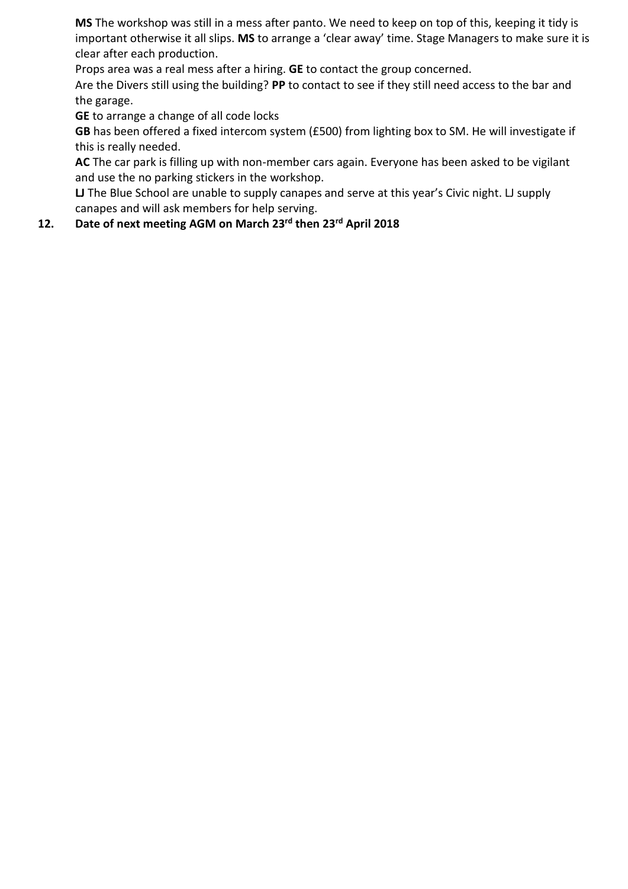**MS** The workshop was still in a mess after panto. We need to keep on top of this, keeping it tidy is important otherwise it all slips. **MS** to arrange a 'clear away' time. Stage Managers to make sure it is clear after each production.

Props area was a real mess after a hiring. **GE** to contact the group concerned.

Are the Divers still using the building? **PP** to contact to see if they still need access to the bar and the garage.

**GE** to arrange a change of all code locks

**GB** has been offered a fixed intercom system (£500) from lighting box to SM. He will investigate if this is really needed.

**AC** The car park is filling up with non-member cars again. Everyone has been asked to be vigilant and use the no parking stickers in the workshop.

**LJ** The Blue School are unable to supply canapes and serve at this year's Civic night. LJ supply canapes and will ask members for help serving.

**12. Date of next meeting AGM on March 23rd then 23rd April 2018**